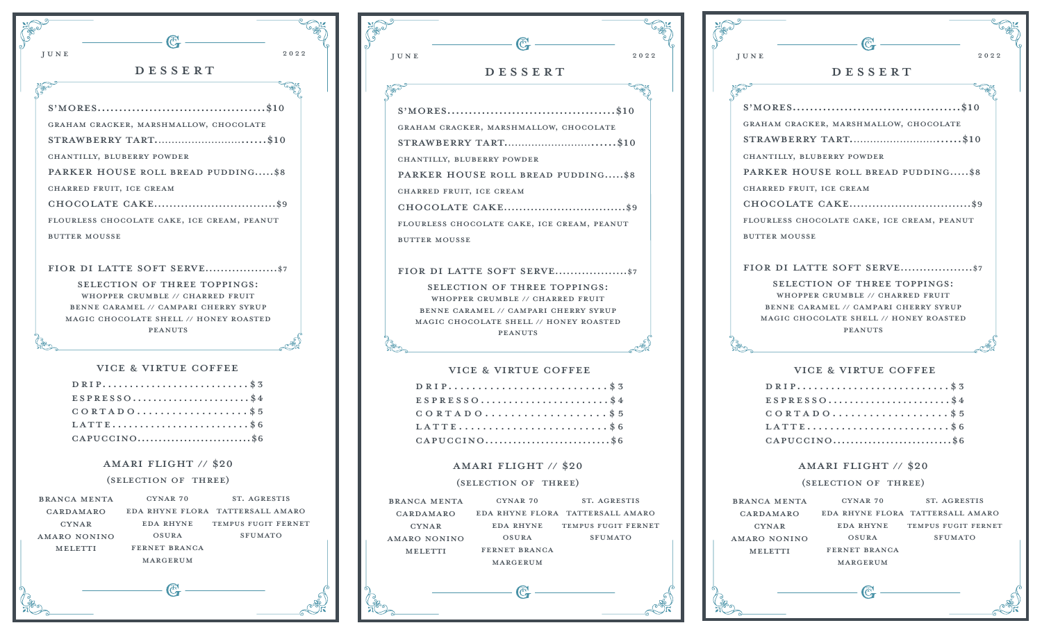JUNE 2022

# DESSERT

S'MORES.......................................$10

GRAHAM CRACKER, MARSHMALLOW, CHOCOLATE

STRAWBERRY TART...............................$10

CHANTILLY, BLUBERRY POWDER

PARKER HOUSE ROLL BREAD PUDDING.....$8

CHARRED FRUIT, ICE CREAM

CHOCOLATE CAKE................................$9

FLOURLESS CHOCOLATE CAKE, ICE CREAM, PEANUT BUTTER MOUSSE

FIOR DI LATTE SOFT SERVE...................$7

SELECTION OF THREE TOPPINGS:
WHOPPER CRUMBLE // CHARRED FRUIT
BENNE CARAMEL // CAMPARI CHERRY SYRUP
MAGIC CHOCOLATE SHELL // HONEY ROASTED PEANUTS

## VICE & VIRTUE COFFEE

DRIP...........................$3
ESPRESSO.......................$4
CORTADO...................$5
LATTE.........................$6
CAPUCCINO...........................$6

## AMARI FLIGHT // $20

(SELECTION OF THREE)

BRANCA MENTA
CARDAMARO
CYNAR
AMARO NONINO
MELETTI

CYNAR 70
EDA RHYNE FLORA
EDA RHYNE
OSURA
FERNET BRANCA
MARGERUM

ST. AGRESTIS
TATTERSALL AMARO
TEMPUS FUGIT FERNET
SFUMATO

---

JUNE 2022

# DESSERT

S'MORES.......................................$10

GRAHAM CRACKER, MARSHMALLOW, CHOCOLATE

STRAWBERRY TART...............................$10

CHANTILLY, BLUBERRY POWDER

PARKER HOUSE ROLL BREAD PUDDING.....$8

CHARRED FRUIT, ICE CREAM

CHOCOLATE CAKE................................$9

FLOURLESS CHOCOLATE CAKE, ICE CREAM, PEANUT BUTTER MOUSSE

FIOR DI LATTE SOFT SERVE...................$7

SELECTION OF THREE TOPPINGS:
WHOPPER CRUMBLE // CHARRED FRUIT
BENNE CARAMEL // CAMPARI CHERRY SYRUP
MAGIC CHOCOLATE SHELL // HONEY ROASTED PEANUTS

## VICE & VIRTUE COFFEE

DRIP...........................$3
ESPRESSO.......................$4
CORTADO...................$5
LATTE.........................$6
CAPUCCINO...........................$6

## AMARI FLIGHT // $20

(SELECTION OF THREE)

BRANCA MENTA
CARDAMARO
CYNAR
AMARO NONINO
MELETTI

CYNAR 70
EDA RHYNE FLORA
EDA RHYNE
OSURA
FERNET BRANCA
MARGERUM

ST. AGRESTIS
TATTERSALL AMARO
TEMPUS FUGIT FERNET
SFUMATO

---

JUNE 2022

# DESSERT

S'MORES.......................................$10

GRAHAM CRACKER, MARSHMALLOW, CHOCOLATE

STRAWBERRY TART...............................$10

CHANTILLY, BLUBERRY POWDER

PARKER HOUSE ROLL BREAD PUDDING.....$8

CHARRED FRUIT, ICE CREAM

CHOCOLATE CAKE................................$9

FLOURLESS CHOCOLATE CAKE, ICE CREAM, PEANUT BUTTER MOUSSE

FIOR DI LATTE SOFT SERVE...................$7

SELECTION OF THREE TOPPINGS:
WHOPPER CRUMBLE // CHARRED FRUIT
BENNE CARAMEL // CAMPARI CHERRY SYRUP
MAGIC CHOCOLATE SHELL // HONEY ROASTED PEANUTS

## VICE & VIRTUE COFFEE

DRIP...........................$3
ESPRESSO.......................$4
CORTADO...................$5
LATTE.........................$6
CAPUCCINO...........................$6

## AMARI FLIGHT // $20

(SELECTION OF THREE)

BRANCA MENTA
CARDAMARO
CYNAR
AMARO NONINO
MELETTI

CYNAR 70
EDA RHYNE FLORA
EDA RHYNE
OSURA
FERNET BRANCA
MARGERUM

ST. AGRESTIS
TATTERSALL AMARO
TEMPUS FUGIT FERNET
SFUMATO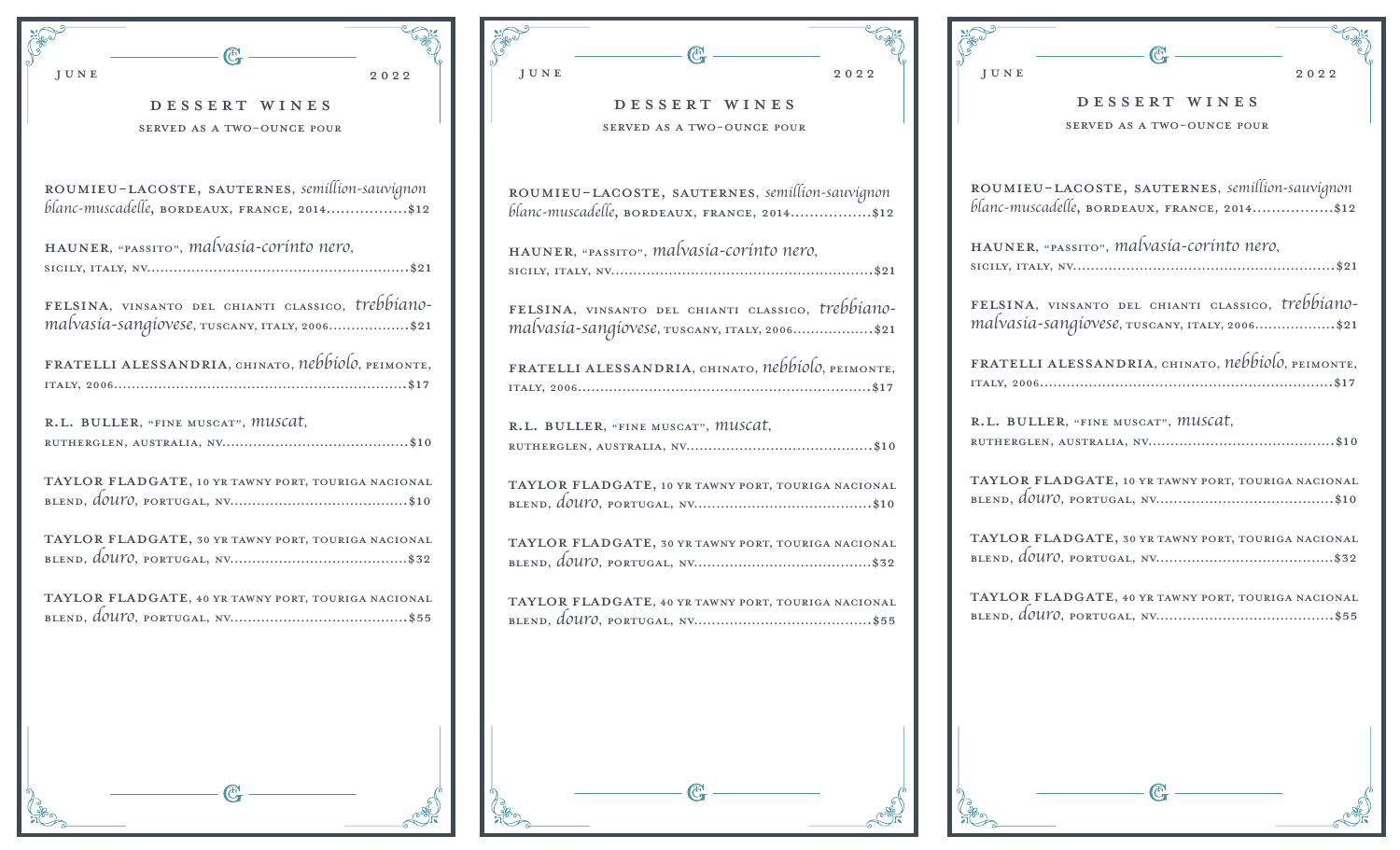JUNE 2022

## DESSERT WINES

SERVED AS A TWO-OUNCE POUR

**ROUMIEU-LACOSTE, SAUTERNES**, *semillion-sauvignon blanc-muscadelle*, BORDEAUX, FRANCE, 2014.................$12

**HAUNER**, "PASSITO", *malvasia-corinto nero*, SICILY, ITALY, NV.................$21

**FELSINA**, VINSANTO DEL CHIANTI CLASSICO, *trebbiano-malvasia-sangiovese*, TUSCANY, ITALY, 2006.................$21

**FRATELLI ALESSANDRIA**, CHINATO, *nebbiolo*, PEIMONTE, ITALY, 2006.................$17

**R.L. BULLER**, "FINE MUSCAT", *muscat*, RUTHERGLEN, AUSTRALIA, NV.................$10

**TAYLOR FLADGATE**, 10 YR TAWNY PORT, TOURIGA NACIONAL BLEND, *douro*, PORTUGAL, NV.................$10

**TAYLOR FLADGATE**, 30 YR TAWNY PORT, TOURIGA NACIONAL BLEND, *douro*, PORTUGAL, NV.................$32

**TAYLOR FLADGATE**, 40 YR TAWNY PORT, TOURIGA NACIONAL BLEND, *douro*, PORTUGAL, NV.................$55

---

JUNE 2022

## DESSERT WINES

SERVED AS A TWO-OUNCE POUR

**ROUMIEU-LACOSTE, SAUTERNES**, *semillion-sauvignon blanc-muscadelle*, BORDEAUX, FRANCE, 2014.................$12

**HAUNER**, "PASSITO", *malvasia-corinto nero*, SICILY, ITALY, NV.................$21

**FELSINA**, VINSANTO DEL CHIANTI CLASSICO, *trebbiano-malvasia-sangiovese*, TUSCANY, ITALY, 2006.................$21

**FRATELLI ALESSANDRIA**, CHINATO, *nebbiolo*, PEIMONTE, ITALY, 2006.................$17

**R.L. BULLER**, "FINE MUSCAT", *muscat*, RUTHERGLEN, AUSTRALIA, NV.................$10

**TAYLOR FLADGATE**, 10 YR TAWNY PORT, TOURIGA NACIONAL BLEND, *douro*, PORTUGAL, NV.................$10

**TAYLOR FLADGATE**, 30 YR TAWNY PORT, TOURIGA NACIONAL BLEND, *douro*, PORTUGAL, NV.................$32

**TAYLOR FLADGATE**, 40 YR TAWNY PORT, TOURIGA NACIONAL BLEND, *douro*, PORTUGAL, NV.................$55

---

JUNE 2022

## DESSERT WINES

SERVED AS A TWO-OUNCE POUR

**ROUMIEU-LACOSTE, SAUTERNES**, *semillion-sauvignon blanc-muscadelle*, BORDEAUX, FRANCE, 2014.................$12

**HAUNER**, "PASSITO", *malvasia-corinto nero*, SICILY, ITALY, NV.................$21

**FELSINA**, VINSANTO DEL CHIANTI CLASSICO, *trebbiano-malvasia-sangiovese*, TUSCANY, ITALY, 2006.................$21

**FRATELLI ALESSANDRIA**, CHINATO, *nebbiolo*, PEIMONTE, ITALY, 2006.................$17

**R.L. BULLER**, "FINE MUSCAT", *muscat*, RUTHERGLEN, AUSTRALIA, NV.................$10

**TAYLOR FLADGATE**, 10 YR TAWNY PORT, TOURIGA NACIONAL BLEND, *douro*, PORTUGAL, NV.................$10

**TAYLOR FLADGATE**, 30 YR TAWNY PORT, TOURIGA NACIONAL BLEND, *douro*, PORTUGAL, NV.................$32

**TAYLOR FLADGATE**, 40 YR TAWNY PORT, TOURIGA NACIONAL BLEND, *douro*, PORTUGAL, NV.................$55